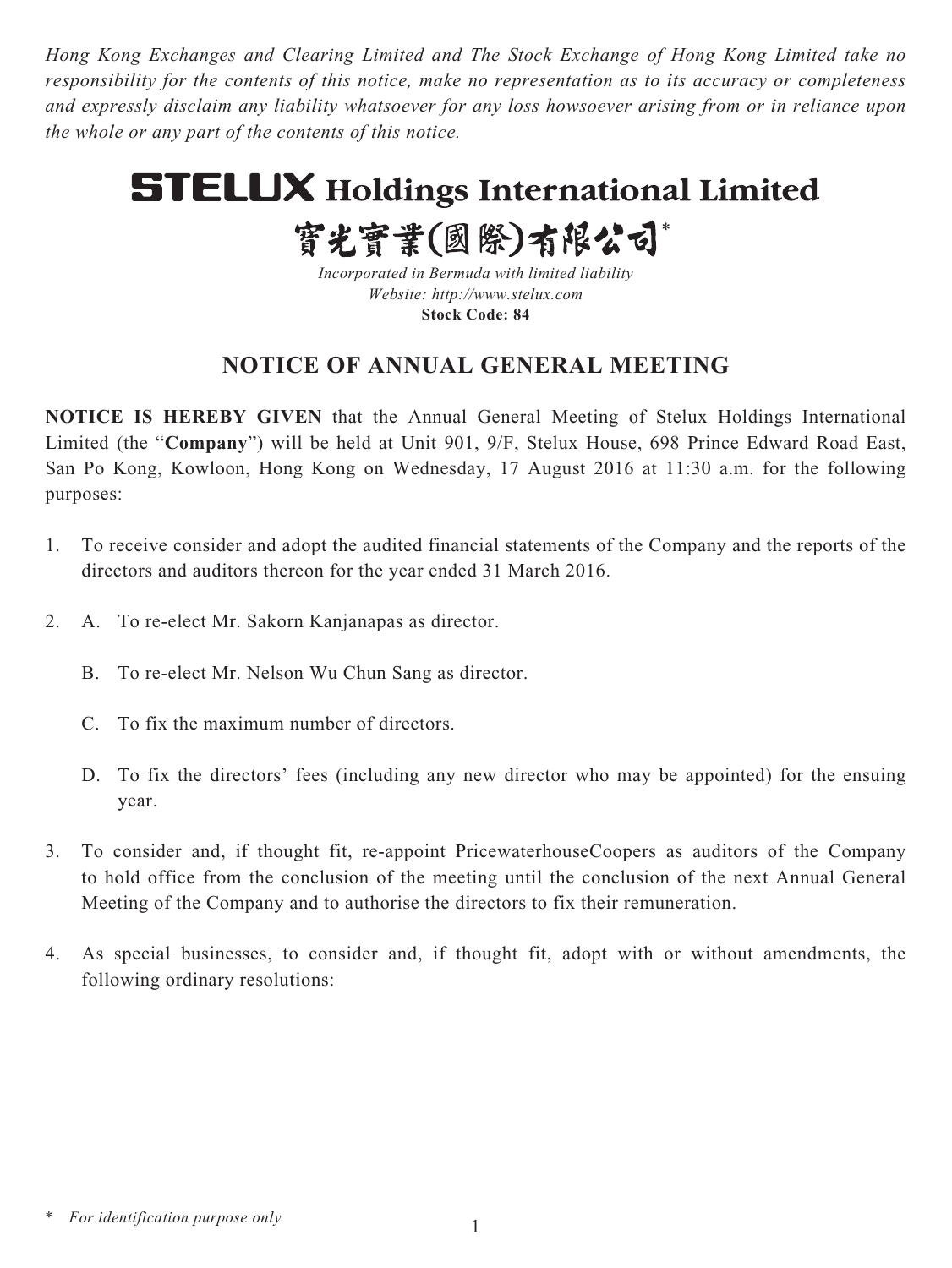*Hong Kong Exchanges and Clearing Limited and The Stock Exchange of Hong Kong Limited take no responsibility for the contents of this notice, make no representation as to its accuracy or completeness and expressly disclaim any liability whatsoever for any loss howsoever arising from or in reliance upon the whole or any part of the contents of this notice.*

# STELUX Holdings International Limited

# 寶光實業(國際)有限公司*

*Incorporated in Bermuda with limited liability*
*Website: http://www.stelux.com*
**Stock Code: 84**

## NOTICE OF ANNUAL GENERAL MEETING

**NOTICE IS HEREBY GIVEN** that the Annual General Meeting of Stelux Holdings International Limited (the "**Company**") will be held at Unit 901, 9/F, Stelux House, 698 Prince Edward Road East, San Po Kong, Kowloon, Hong Kong on Wednesday, 17 August 2016 at 11:30 a.m. for the following purposes:

1. To receive consider and adopt the audited financial statements of the Company and the reports of the directors and auditors thereon for the year ended 31 March 2016.

2. A. To re-elect Mr. Sakorn Kanjanapas as director.

   B. To re-elect Mr. Nelson Wu Chun Sang as director.

   C. To fix the maximum number of directors.

   D. To fix the directors' fees (including any new director who may be appointed) for the ensuing year.

3. To consider and, if thought fit, re-appoint PricewaterhouseCoopers as auditors of the Company to hold office from the conclusion of the meeting until the conclusion of the next Annual General Meeting of the Company and to authorise the directors to fix their remuneration.

4. As special businesses, to consider and, if thought fit, adopt with or without amendments, the following ordinary resolutions:

\* *For identification purpose only*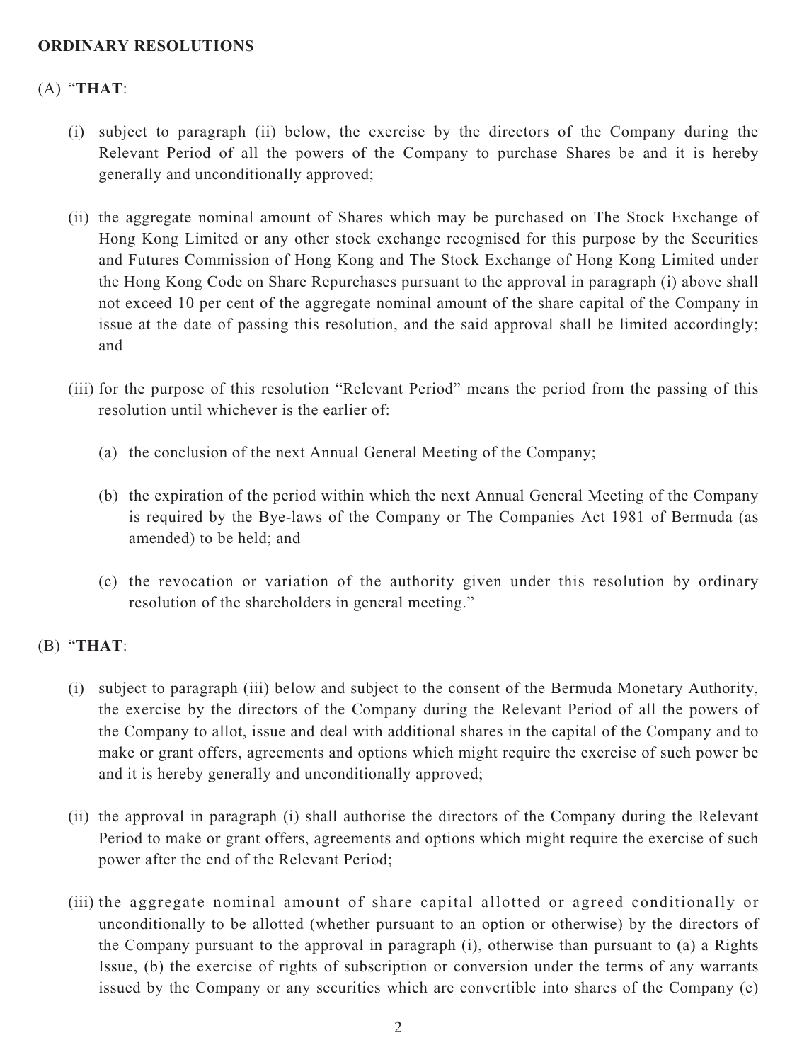**ORDINARY RESOLUTIONS**

(A) "**THAT**:

(i) subject to paragraph (ii) below, the exercise by the directors of the Company during the Relevant Period of all the powers of the Company to purchase Shares be and it is hereby generally and unconditionally approved;

(ii) the aggregate nominal amount of Shares which may be purchased on The Stock Exchange of Hong Kong Limited or any other stock exchange recognised for this purpose by the Securities and Futures Commission of Hong Kong and The Stock Exchange of Hong Kong Limited under the Hong Kong Code on Share Repurchases pursuant to the approval in paragraph (i) above shall not exceed 10 per cent of the aggregate nominal amount of the share capital of the Company in issue at the date of passing this resolution, and the said approval shall be limited accordingly; and

(iii) for the purpose of this resolution "Relevant Period" means the period from the passing of this resolution until whichever is the earlier of:

(a) the conclusion of the next Annual General Meeting of the Company;

(b) the expiration of the period within which the next Annual General Meeting of the Company is required by the Bye-laws of the Company or The Companies Act 1981 of Bermuda (as amended) to be held; and

(c) the revocation or variation of the authority given under this resolution by ordinary resolution of the shareholders in general meeting."

(B) "**THAT**:

(i) subject to paragraph (iii) below and subject to the consent of the Bermuda Monetary Authority, the exercise by the directors of the Company during the Relevant Period of all the powers of the Company to allot, issue and deal with additional shares in the capital of the Company and to make or grant offers, agreements and options which might require the exercise of such power be and it is hereby generally and unconditionally approved;

(ii) the approval in paragraph (i) shall authorise the directors of the Company during the Relevant Period to make or grant offers, agreements and options which might require the exercise of such power after the end of the Relevant Period;

(iii) the aggregate nominal amount of share capital allotted or agreed conditionally or unconditionally to be allotted (whether pursuant to an option or otherwise) by the directors of the Company pursuant to the approval in paragraph (i), otherwise than pursuant to (a) a Rights Issue, (b) the exercise of rights of subscription or conversion under the terms of any warrants issued by the Company or any securities which are convertible into shares of the Company (c)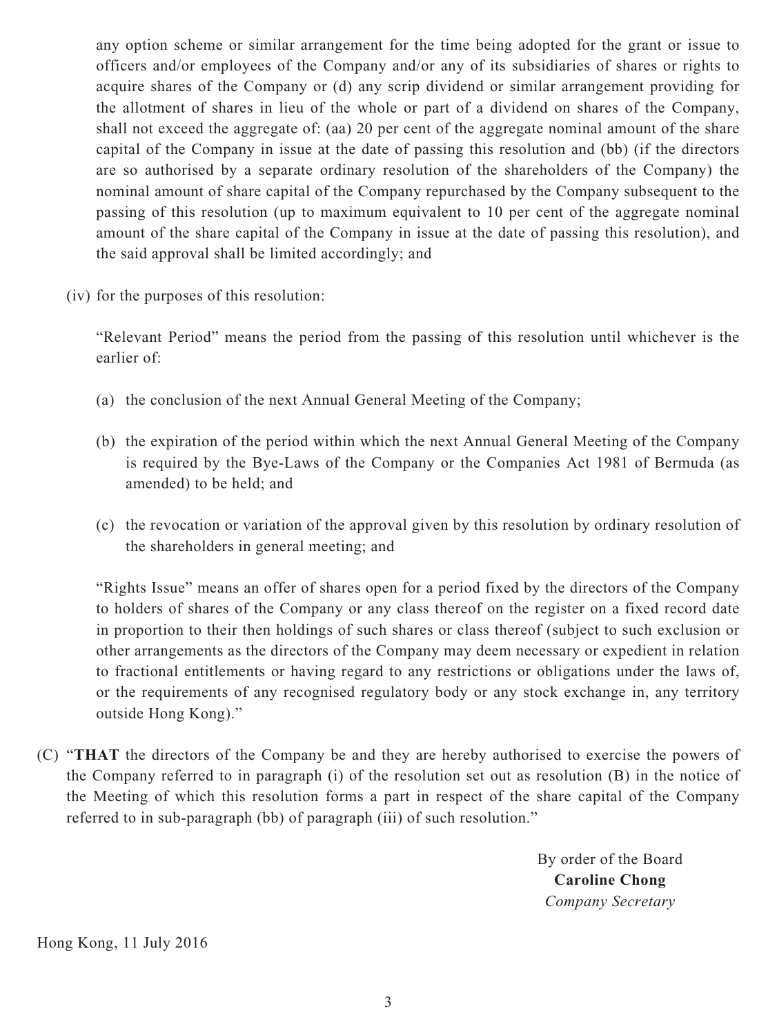any option scheme or similar arrangement for the time being adopted for the grant or issue to officers and/or employees of the Company and/or any of its subsidiaries of shares or rights to acquire shares of the Company or (d) any scrip dividend or similar arrangement providing for the allotment of shares in lieu of the whole or part of a dividend on shares of the Company, shall not exceed the aggregate of: (aa) 20 per cent of the aggregate nominal amount of the share capital of the Company in issue at the date of passing this resolution and (bb) (if the directors are so authorised by a separate ordinary resolution of the shareholders of the Company) the nominal amount of share capital of the Company repurchased by the Company subsequent to the passing of this resolution (up to maximum equivalent to 10 per cent of the aggregate nominal amount of the share capital of the Company in issue at the date of passing this resolution), and the said approval shall be limited accordingly; and

(iv) for the purposes of this resolution:

"Relevant Period" means the period from the passing of this resolution until whichever is the earlier of:

(a) the conclusion of the next Annual General Meeting of the Company;

(b) the expiration of the period within which the next Annual General Meeting of the Company is required by the Bye-Laws of the Company or the Companies Act 1981 of Bermuda (as amended) to be held; and

(c) the revocation or variation of the approval given by this resolution by ordinary resolution of the shareholders in general meeting; and

"Rights Issue" means an offer of shares open for a period fixed by the directors of the Company to holders of shares of the Company or any class thereof on the register on a fixed record date in proportion to their then holdings of such shares or class thereof (subject to such exclusion or other arrangements as the directors of the Company may deem necessary or expedient in relation to fractional entitlements or having regard to any restrictions or obligations under the laws of, or the requirements of any recognised regulatory body or any stock exchange in, any territory outside Hong Kong)."

(C) "**THAT** the directors of the Company be and they are hereby authorised to exercise the powers of the Company referred to in paragraph (i) of the resolution set out as resolution (B) in the notice of the Meeting of which this resolution forms a part in respect of the share capital of the Company referred to in sub-paragraph (bb) of paragraph (iii) of such resolution."

By order of the Board
**Caroline Chong**
*Company Secretary*

Hong Kong, 11 July 2016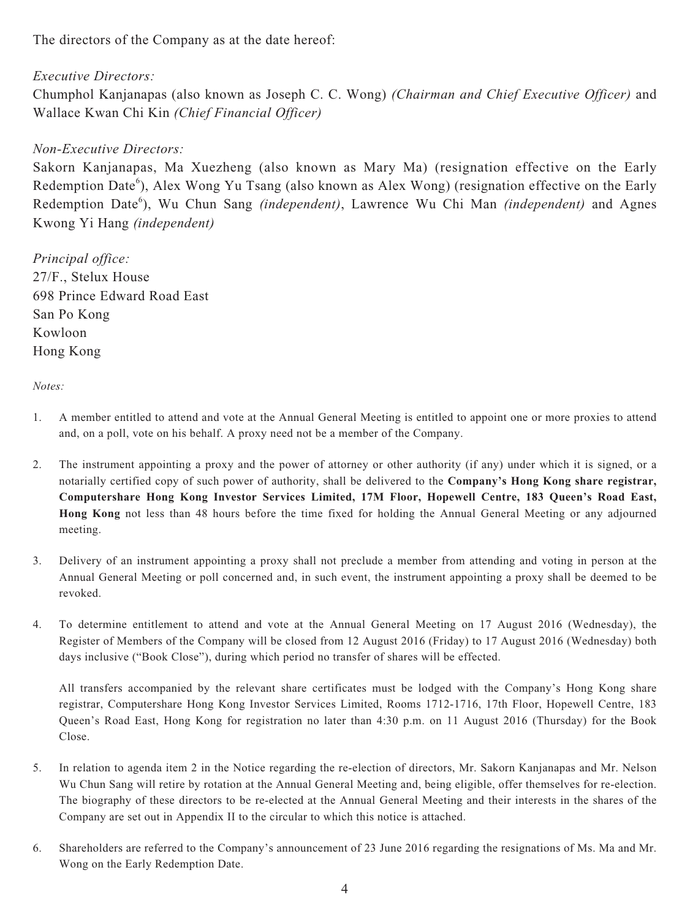The directors of the Company as at the date hereof:

*Executive Directors:*
Chumphol Kanjanapas (also known as Joseph C. C. Wong) *(Chairman and Chief Executive Officer)* and Wallace Kwan Chi Kin *(Chief Financial Officer)*

*Non-Executive Directors:*
Sakorn Kanjanapas, Ma Xuezheng (also known as Mary Ma) (resignation effective on the Early Redemption Date[6]), Alex Wong Yu Tsang (also known as Alex Wong) (resignation effective on the Early Redemption Date[6]), Wu Chun Sang *(independent)*, Lawrence Wu Chi Man *(independent)* and Agnes Kwong Yi Hang *(independent)*

*Principal office:*
27/F., Stelux House
698 Prince Edward Road East
San Po Kong
Kowloon
Hong Kong

*Notes:*

1. A member entitled to attend and vote at the Annual General Meeting is entitled to appoint one or more proxies to attend and, on a poll, vote on his behalf. A proxy need not be a member of the Company.

2. The instrument appointing a proxy and the power of attorney or other authority (if any) under which it is signed, or a notarially certified copy of such power of authority, shall be delivered to the **Company's Hong Kong share registrar, Computershare Hong Kong Investor Services Limited, 17M Floor, Hopewell Centre, 183 Queen's Road East, Hong Kong** not less than 48 hours before the time fixed for holding the Annual General Meeting or any adjourned meeting.

3. Delivery of an instrument appointing a proxy shall not preclude a member from attending and voting in person at the Annual General Meeting or poll concerned and, in such event, the instrument appointing a proxy shall be deemed to be revoked.

4. To determine entitlement to attend and vote at the Annual General Meeting on 17 August 2016 (Wednesday), the Register of Members of the Company will be closed from 12 August 2016 (Friday) to 17 August 2016 (Wednesday) both days inclusive ("Book Close"), during which period no transfer of shares will be effected.

   All transfers accompanied by the relevant share certificates must be lodged with the Company's Hong Kong share registrar, Computershare Hong Kong Investor Services Limited, Rooms 1712-1716, 17th Floor, Hopewell Centre, 183 Queen's Road East, Hong Kong for registration no later than 4:30 p.m. on 11 August 2016 (Thursday) for the Book Close.

5. In relation to agenda item 2 in the Notice regarding the re-election of directors, Mr. Sakorn Kanjanapas and Mr. Nelson Wu Chun Sang will retire by rotation at the Annual General Meeting and, being eligible, offer themselves for re-election. The biography of these directors to be re-elected at the Annual General Meeting and their interests in the shares of the Company are set out in Appendix II to the circular to which this notice is attached.

6. Shareholders are referred to the Company's announcement of 23 June 2016 regarding the resignations of Ms. Ma and Mr. Wong on the Early Redemption Date.